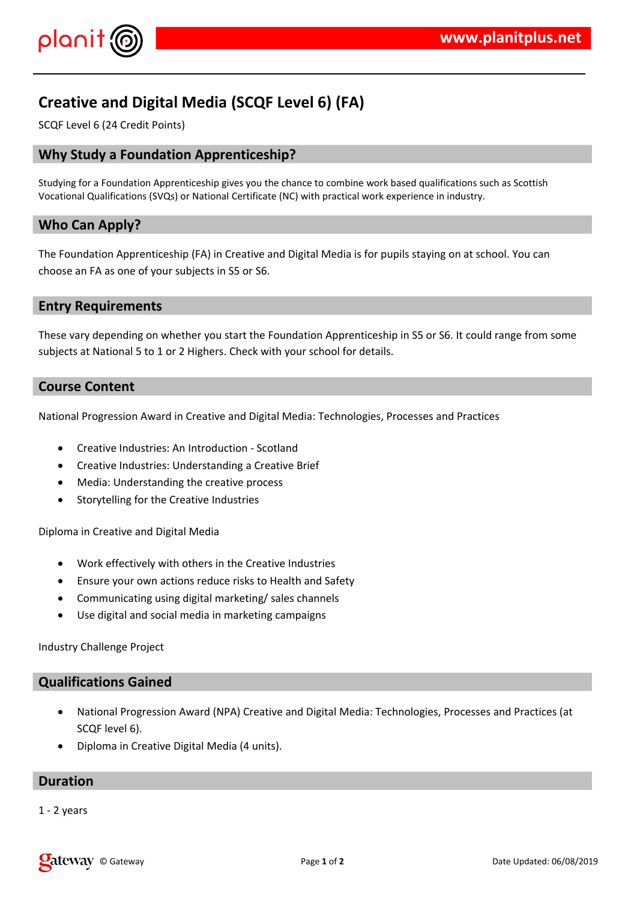# Creative and Digital Media (SCQF Level 6) (FA)

SCQF Level 6 (24 Credit Points)

## Why Study a Foundation Apprenticeship?

Studying for a Foundation Apprenticeship gives you the chance to combine work based qualifications such as Scottish Vocational Qualifications (SVQs) or National Certificate (NC) with practical work experience in industry.

## Who Can Apply?

The Foundation Apprenticeship (FA) in Creative and Digital Media is for pupils staying on at school. You can choose an FA as one of your subjects in S5 or S6.

## Entry Requirements

These vary depending on whether you start the Foundation Apprenticeship in S5 or S6. It could range from some subjects at National 5 to 1 or 2 Highers. Check with your school for details.

## Course Content

National Progression Award in Creative and Digital Media: Technologies, Processes and Practices

- Creative Industries: An Introduction - Scotland
- Creative Industries: Understanding a Creative Brief
- Media: Understanding the creative process
- Storytelling for the Creative Industries

Diploma in Creative and Digital Media

- Work effectively with others in the Creative Industries
- Ensure your own actions reduce risks to Health and Safety
- Communicating using digital marketing/ sales channels
- Use digital and social media in marketing campaigns

Industry Challenge Project

## Qualifications Gained

- National Progression Award (NPA) Creative and Digital Media: Technologies, Processes and Practices (at SCQF level 6).
- Diploma in Creative Digital Media (4 units).

## Duration

1 - 2 years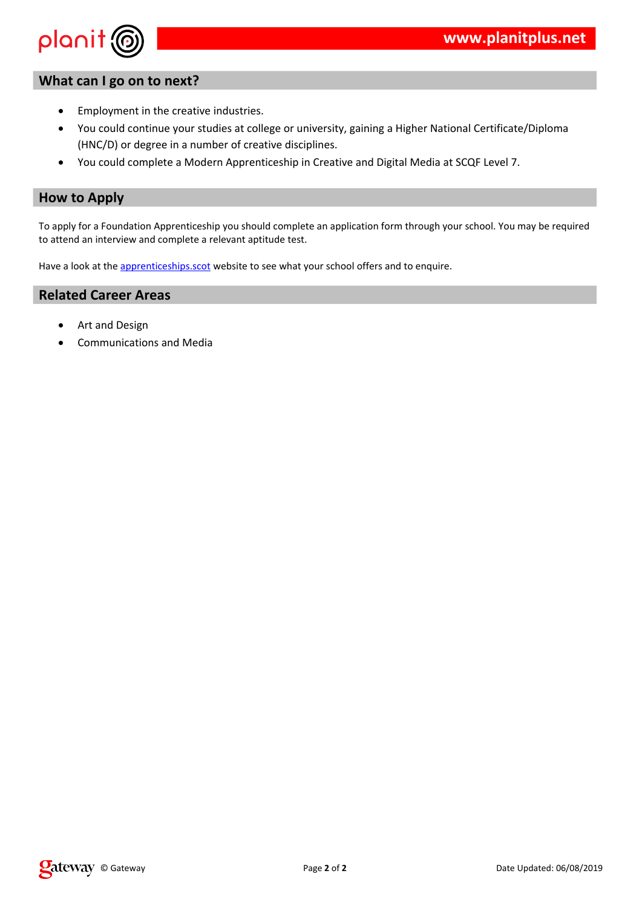## What can I go on to next?

- Employment in the creative industries.
- You could continue your studies at college or university, gaining a Higher National Certificate/Diploma (HNC/D) or degree in a number of creative disciplines.
- You could complete a Modern Apprenticeship in Creative and Digital Media at SCQF Level 7.

## How to Apply

To apply for a Foundation Apprenticeship you should complete an application form through your school. You may be required to attend an interview and complete a relevant aptitude test.

Have a look at the [apprenticeships.scot](apprenticeships.scot) website to see what your school offers and to enquire.

## Related Career Areas

- Art and Design
- Communications and Media